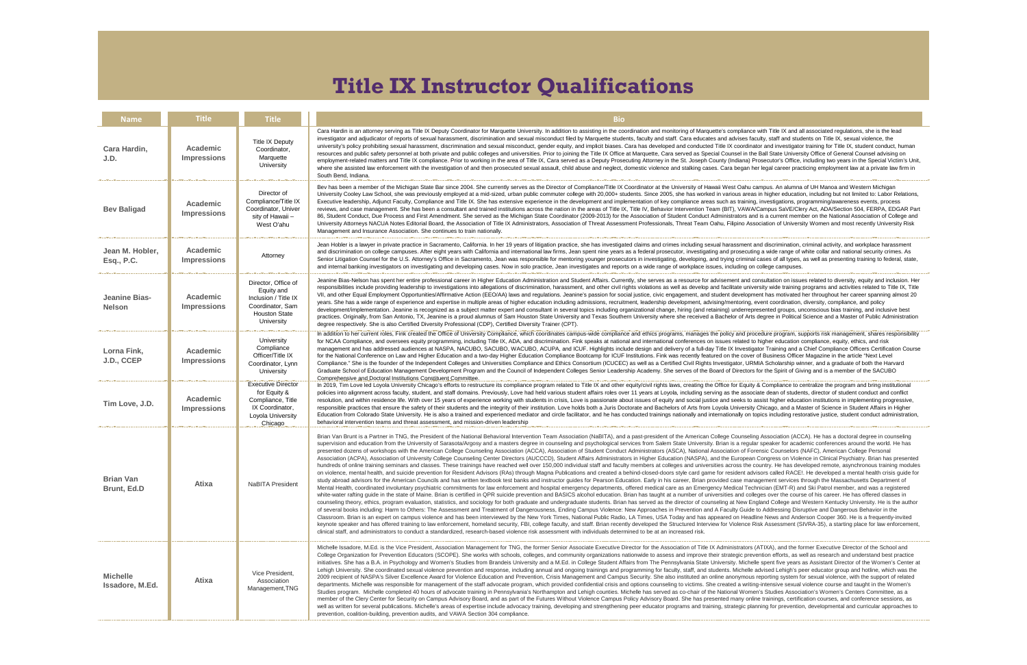# Title IX Instructor Qualifications

| Name | Title | Title | Bio |
|---|---|---|---|
| **Cara Hardin, J.D.** | **Academic Impressions** | Title IX Deputy Coordinator, Marquette University | Cara Hardin is an attorney serving as Title IX Deputy Coordinator for Marquette University. In addition to assisting in the coordination and monitoring of Marquette's compliance with Title IX and all associated regulations, she is the lead investigator and adjudicator of reports of sexual harassment, discrimination and sexual misconduct filed by Marquette students, faculty and staff. Cara educates and advises faculty, staff and students on Title IX, sexual violence, the university's policy prohibiting sexual harassment, discrimination and sexual misconduct, gender equity, and implicit biases. Cara has developed and conducted Title IX coordinator and investigator training for Title IX, student conduct, human resources and public safety personnel at both private and public colleges and universities. Prior to joining the Title IX Office at Marquette, Cara served as Special Counsel in the Ball State University Office of General Counsel advising on employment-related matters and Title IX compliance. Prior to working in the area of Title IX, Cara served as a Deputy Prosecuting Attorney in the St. Joseph County (Indiana) Prosecutor's Office, including two years in the Special Victim's Unit, where she assisted law enforcement with the investigation of and then prosecuted sexual assault, child abuse and neglect, domestic violence and stalking cases. Cara began her legal career practicing employment law at a private law firm in South Bend, Indiana. |
| **Bev Baligad** | **Academic Impressions** | Director of Compliance/Title IX Coordinator, University of Hawaii – West O'ahu | Bev has been a member of the Michigan State Bar since 2004. She currently serves as the Director of Compliance/Title IX Coordinator at the University of Hawaii West Oahu campus. An alumna of UH Manoa and Western Michigan University Cooley Law School, she was previously employed at a mid-sized, urban public commuter college with 20,000+ students. Since 2005, she has worked in various areas in higher education, including but not limited to: Labor Relations, Executive leadership, Adjunct Faculty, Compliance and Title IX. She has extensive experience in the development and implementation of key compliance areas such as training, investigations, programming/awareness events, process reviews, and case management. She has been a consultant and trained institutions across the nation in the areas of Title IX, Title IV, Behavior Intervention Team (BIT), VAWA/Campus SaVE/Clery Act, ADA/Section 504, FERPA, EDGAR Part 86, Student Conduct, Due Process and First Amendment. She served as the Michigan State Coordinator (2009-2013) for the Association of Student Conduct Administrators and is a current member on the National Association of College and University Attorneys NACUA Notes Editorial Board, the Association of Title IX Administrators, Association of Threat Assessment Professionals, Threat Team Oahu, Filipino Association of University Women and most recently University Risk Management and Insurance Association. She continues to train nationally. |
| **Jean M. Hobler, Esq., P.C.** | **Academic Impressions** | Attorney | Jean Hobler is a lawyer in private practice in Sacramento, California. In her 19 years of litigation practice, she has investigated claims and crimes including sexual harassment and discrimination, criminal activity, and workplace harassment and discrimination on college campuses. After eight years with California and international law firms, Jean spent nine years as a federal prosecutor, investigating and prosecuting a wide range of white collar and national security crimes. As Senior Litigation Counsel for the U.S. Attorney's Office in Sacramento, Jean was responsible for mentoring younger prosecutors in investigating, developing, and trying criminal cases of all types, as well as presenting training to federal, state, and internal banking investigators on investigating and developing cases. Now in solo practice, Jean investigates and reports on a wide range of workplace issues, including on college campuses. |
| **Jeanine Bias-Nelson** | **Academic Impressions** | Director, Office of Equity and Inclusion / Title IX Coordinator, Sam Houston State University | Jeanine Bias-Nelson has spent her entire professional career in Higher Education Administration and Student Affairs. Currently, she serves as a resource for advisement and consultation on issues related to diversity, equity and inclusion. Her responsibilities include providing leadership to investigations into allegations of discrimination, harassment, and other civil rights violations as well as develop and facilitate university wide training programs and activities related to Title IX, Title VII, and other Equal Employment Opportunities/Affirmative Action (EEO/AA) laws and regulations. Jeanine's passion for social justice, civic engagement, and student development has motivated her throughout her career spanning almost 20 years. She has a wide range of experience and expertise in multiple areas of higher education including admissions, recruitment, leadership development, advising/mentoring, event coordination, diversity, compliance, and policy development/implementation. Jeanine is recognized as a subject matter expert and consultant in several topics including organizational change, hiring (and retaining) underrepresented groups, unconscious bias training, and inclusive best practices. Originally, from San Antonio, TX, Jeanine is a proud alumnus of Sam Houston State University and Texas Southern University where she received a Bachelor of Arts degree in Political Science and a Master of Public Administration degree respectively. She is also Certified Diversity Professional (CDP), Certified Diversity Trainer (CPT). |
| **Lorna Fink, J.D., CCEP** | **Academic Impressions** | University Compliance Officer/Title IX Coordinator, Lynn University | In addition to her current roles, Fink created the Office of University Compliance, which coordinates campus-wide compliance and ethics programs, manages the policy and procedure program, supports risk management, shares responsibility for NCAA Compliance, and oversees equity programming, including Title IX, ADA, and discrimination. Fink speaks at national and international conferences on issues related to higher education compliance, equity, ethics, and risk management and has addressed audiences at NASPA, NACUBO, SACUBO, WACUBO, ACUPA, and ICUF. Highlights include design and delivery of a full-day Title IX Investigator Training and a Chief Compliance Officers Certification Course for the National Conference on Law and Higher Education and a two-day Higher Education Compliance Bootcamp for ICUF Institutions. Fink was recently featured on the cover of Business Officer Magazine in the article "Next Level Compliance." She is the founder of the Independent Colleges and Universities Compliance and Ethics Consortium (ICUCEC) as well as a Certified Civil Rights Investigator, URMIA Scholarship winner, and a graduate of both the Harvard Graduate School of Education Management Development Program and the Council of Independent Colleges Senior Leadership Academy. She serves of the Board of Directors for the Spirit of Giving and is a member of the SACUBO Comprehensive and Doctoral Institutions Constituent Committee. |
| **Tim Love, J.D.** | **Academic Impressions** | Executive Director for Equity & Compliance, Title IX Coordinator, Loyola University Chicago | In 2019, Tim Love led Loyola University Chicago's efforts to restructure its compliance program related to Title IX and other equity/civil rights laws, creating the Office for Equity & Compliance to centralize the program and bring institutional policies into alignment across faculty, student, and staff domains. Previously, Love had held various student affairs roles over 11 years at Loyola, including serving as the associate dean of students, director of student conduct and conflict resolution, and within residence life. With over 15 years of experience working with students in crisis, Love is passionate about issues of equity and social justice and seeks to assist higher education institutions in implementing progressive, responsible practices that ensure the safety of their students and the integrity of their institution. Love holds both a Juris Doctorate and Bachelors of Arts from Loyola University Chicago, and a Master of Science in Student Affairs in Higher Education from Colorado State University. He is also a trained and experienced mediator and circle facilitator, and he has conducted trainings nationally and internationally on topics including restorative justice, student conduct administration, behavioral intervention teams and threat assessment, and mission-driven leadership |
| **Brian Van Brunt, Ed.D** | **Atixa** | NaBITA President | Brian Van Brunt is a Partner in TNG, the President of the National Behavioral Intervention Team Association (NaBITA), and a past-president of the American College Counseling Association (ACCA). He has a doctoral degree in counseling supervision and education from the University of Sarasota/Argosy and a masters degree in counseling and psychological services from Salem State University. Brian is a regular speaker for academic conferences around the world. He has presented dozens of workshops with the American College Counseling Association (ACCA), Association of Student Conduct Administrators (ASCA), National Association of Forensic Counselors (NAFC), American College Personal Association (ACPA), Association of University College Counseling Center Directors (AUCCCD), Student Affairs Administrators in Higher Education (NASPA), and the European Congress on Violence in Clinical Psychiatry. Brian has presented hundreds of online training seminars and classes. These trainings have reached well over 150,000 individual staff and faculty members at colleges and universities across the country. He has developed remote, asynchronous training modules on violence, mental health, and suicide prevention for Resident Advisors (RAs) through Magna Publications and created a behind-closed-doors style card game for resident advisors called RACE!. He developed a mental health crisis guide for study abroad advisors for the American Councils and has written textbook test banks and instructor guides for Pearson Education. Early in his career, Brian provided case management services through the Massachusetts Department of Mental Health, coordinated involuntary psychiatric commitments for law enforcement and hospital emergency departments, offered medical care as an Emergency Medical Technician (EMT-R) and Ski Patrol member, and was a registered white-water rafting guide in the state of Maine. Brian is certified in QPR suicide prevention and BASICS alcohol education. Brian has taught at a number of universities and colleges over the course of his career. He has offered classes in counseling theory, ethics, program evaluation, statistics, and sociology for both graduate and undergraduate students. Brian has served as the director of counseling at New England College and Western Kentucky University. He is the author of several books including: Harm to Others: The Assessment and Treatment of Dangerousness, Ending Campus Violence: New Approaches in Prevention and A Faculty Guide to Addressing Disruptive and Dangerous Behavior in the Classroom. Brian is an expert on campus violence and has been interviewed by the New York Times, National Public Radio, LA Times, USA Today and has appeared on Headline News and Anderson Cooper 360. He is a frequently-invited keynote speaker and has offered training to law enforcement, homeland security, FBI, college faculty, and staff. Brian recently developed the Structured Interview for Violence Risk Assessment (SIVRA-35), a starting place for law enforcement, clinical staff, and administrators to conduct a standardized, research-based violence risk assessment with individuals determined to be at an increased risk. |
| **Michelle Issadore, M.Ed.** | **Atixa** | Vice President, Association Management,TNG | Michelle Issadore, M.Ed. is the Vice President, Association Management for TNG, the former Senior Associate Executive Director for the Association of Title IX Administrators (ATIXA), and the former Executive Director of the School and College Organization for Prevention Educators (SCOPE). She works with schools, colleges, and community organizations nationwide to assess and improve their strategic prevention efforts, as well as research and understand best practice initiatives. She has a B.A. in Psychology and Women's Studies from Brandeis University and a M.Ed. in College Student Affairs from The Pennsylvania State University. Michelle spent five years as Assistant Director of the Women's Center at Lehigh University. She coordinated sexual violence prevention and response, including annual and ongoing trainings and programming for faculty, staff, and students. Michelle advised Lehigh's peer educator group and hotline, which was the 2009 recipient of NASPA's Silver Excellence Award for Violence Education and Prevention, Crisis Management and Campus Security. She also instituted an online anonymous reporting system for sexual violence, with the support of related departments. Michelle was responsible for management of the staff advocate program, which provided confidential crisis and options counseling to victims. She created a writing-intensive sexual violence course and taught in the Women's Studies program. Michelle completed 40 hours of advocate training in Pennsylvania's Northampton and Lehigh counties. Michelle has served as co-chair of the National Women's Studies Association's Women's Centers Committee, as a member of the Clery Center for Security on Campus Advisory Board, and as part of the Futures Without Violence Campus Policy Advisory Board. She has presented many online trainings, certification courses, and conference sessions, as well as written for several publications. Michelle's areas of expertise include advocacy training, developing and strengthening peer educator programs and training, strategic planning for prevention, developmental and curricular approaches to prevention, coalition-building, prevention audits, and VAWA Section 304 compliance. |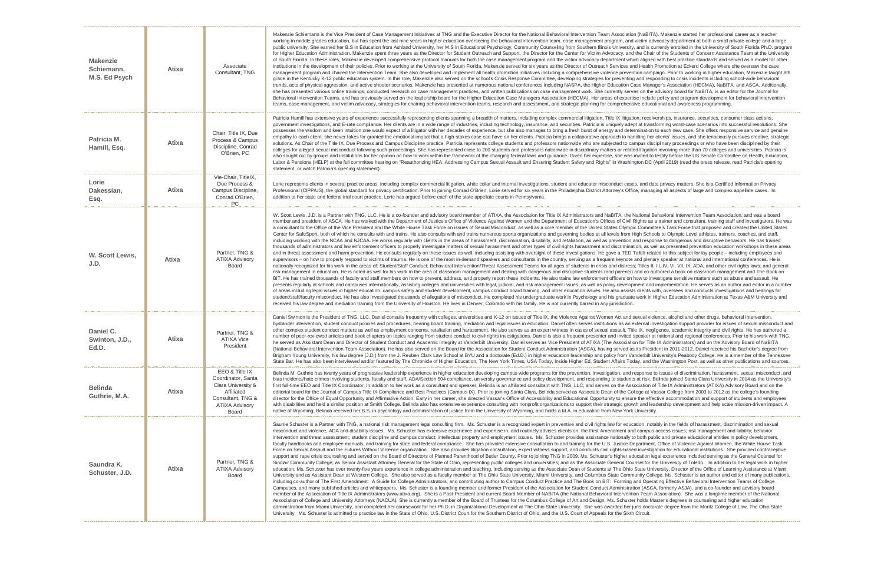| | | | |
|---|---|---|---|
| **Makenzie Schiemann, M.S. Ed Psych** | **Atixa** | Associate Consultant, TNG | Makenzie Schiemann is the Vice President of Case Management Initiatives at TNG and the Executive Director for the National Behavioral Intervention Team Association (NaBITA). Makenzie started her professional career as a teacher working in middle grades education, but has spent the last nine years in higher education overseeing the behavioral intervention team, case management program, and victim advocacy department at both a small private college and a large public university. She earned her B.S in Education from Ashland University, her M.S in Educational Psychology, Community Counseling from Southern Illinois University, and is currently enrolled in the University of South Florida Ph.D. program for Higher Education Administration. Makenzie spent three years as the Director for Student Outreach and Support, the Director for the Center for Victim Advocacy, and the Chair of the Students of Concern Assistance Team at the University of South Florida. In these roles, Makenzie developed comprehensive protocol manuals for both the case management program and the victim advocacy department which aligned with best practice standards and served as a model for other institutions in the development of their policies. Prior to working at the University of South Florida, Makenzie served for six years as the Director of Outreach Services and Health Promotion at Eckerd College where she oversaw the case management program and chaired the Intervention Team. She also developed and implement all health promotion initiatives including a comprehensive violence prevention campaign. Prior to working in higher education, Makenzie taught 8th grade in the Kentucky K-12 public education system. In this role, Makenzie also served on the school's Crisis Response Committee, developing strategies for preventing and responding to crisis incidents including school-wide behavioral trends, acts of physical aggression, and active shooter scenarios. Makenzie has presented at numerous national conferences including NASPA, the Higher Education Case Manager's Association (HECMA), NaBITA, and ASCA. Additionally, she has presented various online trainings, conducted research on case management practices, and written publications on case management work. She currently serves on the advisory board for NaBITA, is an editor for the Journal for Behavioral Intervention Teams, and has previously served on the leadership board for the Higher Education Case Managers Association (HECMA). Her areas of expertise include policy and program development for behavioral intervention teams, case management, and victim advocacy, strategies for chairing behavioral intervention teams, research and assessment, and strategic planning for comprehensive educational and awareness programming. |
| **Patricia M. Hamill, Esq.** | **Atixa** | Chair, Title IX, Due Process & Campus Discipline, Conrad O'Brien, PC | Patricia Hamill has extensive years of experience successfully representing clients spanning a breadth of matters, including complex commercial litigation, Title IX litigation, receiverships, insurance, securities, consumer class actions, government investigations, and E-rate compliance. Her clients are in a wide range of industries, including technology, insurance, and securities. Patricia is uniquely adept at transforming worst-case scenarios into successful resolutions. She possesses the wisdom and keen intuition one would expect of a litigator with her decades of experience, but she also manages to bring a fresh burst of energy and determination to each new case. She offers responsive service and genuine empathy to each client; she never takes for granted the emotional impact that a high-stakes case can have on her clients. Patricia brings a collaborative approach to handling her clients' issues, and she tenaciously pursues creative, strategic solutions. As Chair of the Title IX, Due Process and Campus Discipline Practice, Patricia represents college students and professors nationwide who are subjected to campus disciplinary proceedings or who have been disciplined by their colleges for alleged sexual misconduct following such proceedings. She has represented close to 200 students and professors nationwide in disciplinary matters or related litigation involving more than 70 colleges and universities. Patricia is also sought out by groups and institutions for her opinion on how to work within the framework of the changing federal laws and guidance. Given her expertise, she was invited to testify before the US Senate Committee on Health, Education, Labor & Pensions (HELP) at the full committee hearing on "Reauthorizing HEA: Addressing Campus Sexual Assault and Ensuring Student Safety and Rights" in Washington DC (April 2019) (read the press release, read Patricia's opening statement, or watch Patricia's opening statement). |
| **Lorie Dakessian, Esq.** | **Atixa** | Vie-Chair, TitleIX, Due Process & Campus Discipline, Conrad O'Brien, PC | Lorie represents clients in several practice areas, including complex commercial litigation, white collar and internal investigations, student and educator misconduct cases, and data privacy matters. She is a Certified Information Privacy Professional (CIPP/US), the global standard for privacy certification. Prior to joining Conrad O'Brien, Lorie served for six years in the Philadelphia District Attorney's Office, managing all aspects of large and complex appellate cases. In addition to her state and federal trial court practice, Lorie has argued before each of the state appellate courts in Pennsylvania. |
| **W. Scott Lewis, J.D.** | **Atixa** | Partner, TNG & ATIXA Advisory Board | W. Scott Lewis, J.D. is a Partner with TNG, LLC. He is a co-founder and advisory board member of ATIXA, the Association for Title IX Administrators and NaBITA, the National Behavioral Intervention Team Association, and was a board member and president of ASCA. He has worked with the Department of Justice's Office of Violence Against Women and the Department of Education's Offices of Civil Rights as a trainer and consultant, training staff and investigators. He was a consultant to the Office of the Vice President and the White House Task Force on issues of Sexual Misconduct, as well as a core member of the United States Olympic Committee's Task Force that proposed and created the United States Center for SafeSport, both of which he consults with and trains. He also consults with and trains numerous sports organizations and governing bodies at all levels from High Schools to Olympic Level athletes, trainers, coaches, and staff, including working with the NCAA and NJCAA. He works regularly with clients in the areas of harassment, discrimination, disability, and retaliation, as well as prevention and response to dangerous and disruptive behaviors. He has trained thousands of administrators and law enforcement officers to properly investigate matters of sexual harassment and other types of civil rights harassment and discrimination, as well as presented prevention education workshops in these areas and in threat assessment and harm prevention. He consults regularly on these issues as well, including assisting with oversight of these investigations. He gave a TED Talk® related to this subject for lay people – including employees and supervisors – on how to properly respond to victims of trauma. He is one of the most in-demand speakers and consultants in the country, serving as a frequent keynote and plenary speaker at national and international conferences. He is nationally recognized for his work in the areas of: Student/Staff Conduct; Behavioral Intervention/Threat Assessment Teams for all ages of students in crisis and distress; Titles II, III, IV, VI, VII, IX, ADA, and other civil rights laws; and general risk management in education. He is noted as well for his work in the area of classroom management and dealing with dangerous and disruptive students (and parents) and co-authored a book on classroom management and The Book on BIT. He has trained thousands of faculty and staff members on how to prevent, address, and properly report these incidents. He also trains law enforcement officers on how to investigate sensitive matters such as abuse and assault. He presents regularly at schools and campuses internationally, assisting colleges and universities with legal, judicial, and risk management issues, as well as policy development and implementation. He serves as an author and editor in a number of areas including legal issues in higher education, campus safety and student development, campus conduct board training, and other education issues. He also assists clients with, oversees and conducts investigations and hearings for student/staff/faculty misconduct. He has also investigated thousands of allegations of misconduct. He completed his undergraduate work in Psychology and his graduate work in Higher Education Administration at Texas A&M University and received his law degree and mediation training from the University of Houston. He lives in Denver, Colorado with his family. He is not currently barred in any jurisdiction. |
| **Daniel C. Swinton, J.D., Ed.D.** | **Atixa** | Partner, TNG & ATIXA Vice President | Daniel Swinton is the President of TNG, LLC. Daniel consults frequently with colleges, universities and K-12 on issues of Title IX, the Violence Against Women Act and sexual violence, alcohol and other drugs, behavioral intervention, bystander intervention, student conduct policies and procedures, hearing board training, mediation and legal issues in education. Daniel often serves institutions as an external investigation support provider for issues of sexual misconduct and other complex student conduct matters as well as employment concerns, retaliation and harassment. He also serves as an expert witness in cases of sexual assault, Title IX, negligence, academic integrity and civil rights. He has authored a number of peer-reviewed articles and book chapters on topics ranging from student conduct to civil rights investigations. Daniel is also a frequent presenter and invited speaker at national and regional conferences. Prior to his work with TNG, he served as Assistant Dean and Director of Student Conduct and Academic Integrity at Vanderbilt University. Daniel serves as Vice President of ATIXA (The Association for Title IX Administrators) and on the Advisory Board of NaBITA (National Behavioral Intervention Team Association). He has also served on the Board for the Association for Student Conduct Administration (ASCA), having served as its President in 2011-2012. Daniel received his Bachelor's degree from Brigham Young University, his law degree (J.D.) from the J. Reuben Clark Law School at BYU and a doctorate (Ed.D.) in higher education leadership and policy from Vanderbilt University's Peabody College. He is a member of the Tennessee State Bar. He has also been interviewed and/or featured by The Chronicle of Higher Education, The New York Times, USA Today, Inside Higher Ed, Student Affairs Today, and the Washington Post, as well as other publications and sources. |
| **Belinda Guthrie, M.A.** | **Atixa** | EEO & Title IX Coordinator, Santa Clara University & Affiliated Consultant, TNG & ATIXA Advisory Board | Belinda M. Guthrie has twenty years of progressive leadership experience in higher education developing campus wide programs for the prevention, investigation, and response to issues of discrimination, harassment, sexual misconduct, and bias incidents/hate crimes involving students, faculty and staff, ADA/Section 504 compliance, university governance and policy development, and responding to students at risk. Belinda joined Santa Clara University in 2014 as the University's first full-time EEO and Title IX Coordinator. In addition to her work as a consultant and speaker, Belinda is an affiliated consultant with TNG, LLC, and serves on the Association of Title IX Administrators (ATIXA) Advisory Board and on the editorial board for the Journal of Campus Title IX Compliance and Best Practices (Campus IX). Prior to joining Santa Clara, Belinda served as Associate Dean of the College at Vassar College from 2003 to 2012 as the college's founding director for the Office of Equal Opportunity and Affirmative Action. Early in her career, she directed Vassar's Office of Accessibility and Educational Opportunity to ensure the effective accommodation and support of students and employees with disabilities and held a similar position at Smith College. Belinda also has extensive experience consulting with nonprofit organizations to support their strategic growth and leadership development and help scale mission-driven impact. A native of Wyoming, Belinda received her B.S. in psychology and administration of justice from the University of Wyoming, and holds a M.A. in education from New York University. |
| **Saundra K. Schuster, J.D.** | **Atixa** | Partner, TNG & ATIXA Advisory Board | Saunie Schuster is a Partner with TNG, a national risk management legal consulting firm. Ms. Schuster is a recognized expert in preventive and civil rights law for education, notably in the fields of harassment, discrimination and sexual misconduct and violence, ADA and disability issues. Ms. Schuster has extensive experience and expertise in, and routinely advises clients on, the First Amendment and campus access issues; risk management and liability; behavior intervention and threat assessment; student discipline and campus conduct; intellectual property and employment issues. Ms. Schuster provides assistance nationally to both public and private educational entities in policy development, faculty handbooks and employee manuals, and training for state and federal compliance. She has provided extensive consultation to and training for the U.S. Justice Department, Office of Violence Against Women, the White House Task Force on Sexual Assault and the Futures Without Violence organization. She also provides litigation consultation, expert witness support, and conducts civil rights-based investigation for educational institutions. She provided contraceptive support and rape crisis counseling and served on the Board of Directors of Planned Parenthood of Butler County. Prior to joining TNG in 2009, Ms. Schuster's higher education legal experience included serving as the General Counsel for Sinclair Community College; as Senior Assistant Attorney General for the State of Ohio, representing public colleges and universities; and as the Associate General Counsel for the University of Toledo. In addition to her legal work in higher education, Ms. Schuster has over twenty-five years experience in college administration and teaching, including serving as the Associate Dean of Students at The Ohio State University, Director of the Office of Learning Assistance at Miami University and as Assistant Dean at Western College. She also served as a faculty member at The Ohio State University, Miami University, and Columbus State Community College. Ms. Schuster is an author and editor of many publications, including co-author of The First Amendment: A Guide for College Administrators, and contributing author to Campus Conduct Practice and The Book on BIT: Forming and Operating Effective Behavioral Intervention Teams of College Campuses, and many published articles and whitepapers. Ms. Schuster is a founding member and former President of the Association for Student Conduct Administration (ASCA, formerly ASJA), and a co-founder and advisory board member of the Association of Title IX Administrators (www.atixa.org). She is a Past-President and current Board Member of NABITA (the National Behavioral Intervention Team Association). She was a longtime member of the National Association of College and University Attorneys (NACUA). She is currently a member of the Board of Trustees for the Columbus College of Art and Design. Ms. Schuster holds Master's degrees in counseling and higher education administration from Miami University, and completed her coursework for her Ph.D. in Organizational Development at The Ohio State University. She was awarded her juris doctorate degree from the Moritz College of Law, The Ohio State University. Ms. Schuster is admitted to practice law in the State of Ohio, U.S. District Court for the Southern District of Ohio, and the U.S. Court of Appeals for the Sixth Circuit. |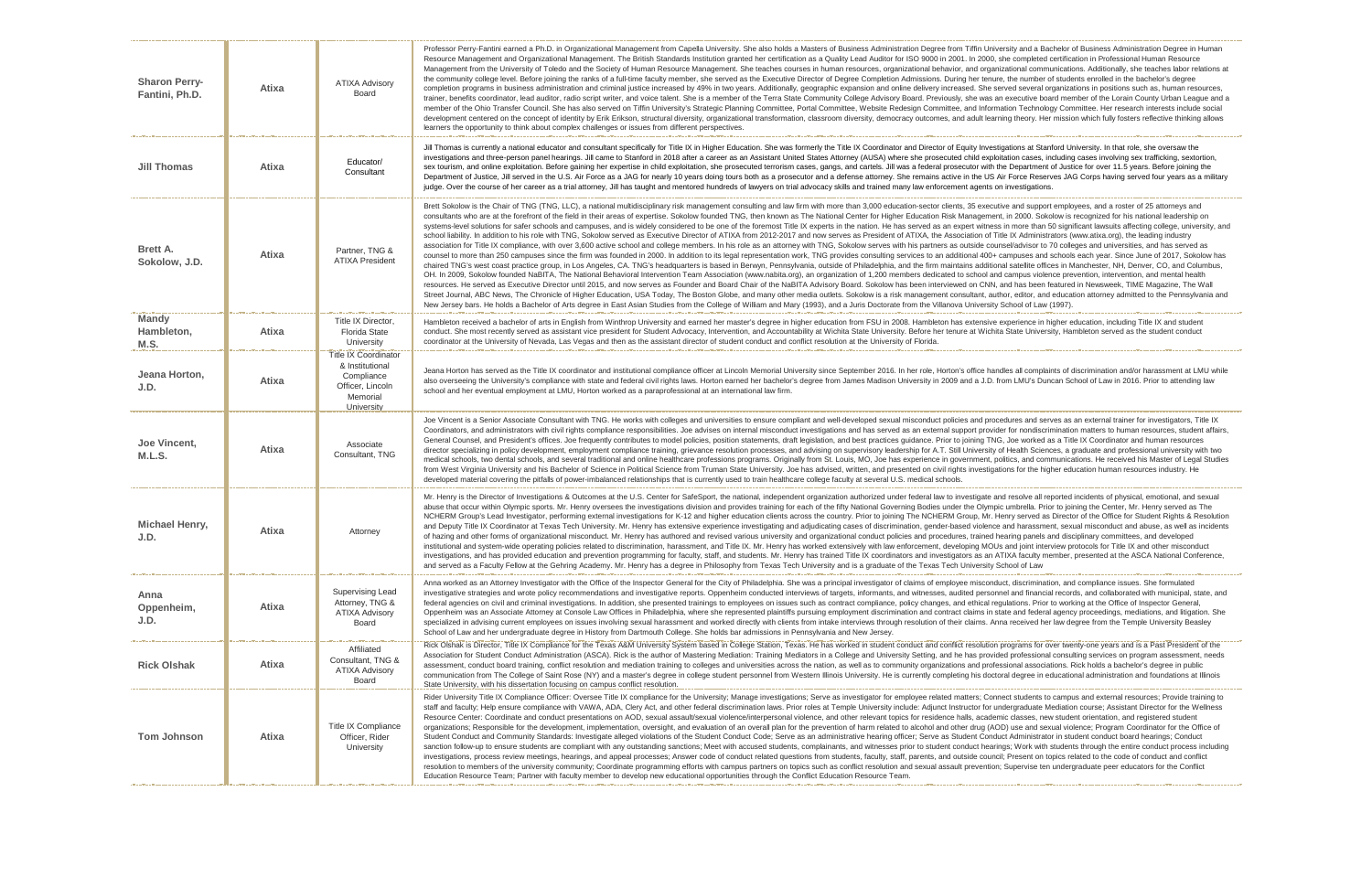| | | | |
|---|---|---|---|
| **Sharon Perry-Fantini, Ph.D.** | Atixa | ATIXA Advisory Board | Professor Perry-Fantini earned a Ph.D. in Organizational Management from Capella University. She also holds a Masters of Business Administration Degree from Tiffin University and a Bachelor of Business Administration Degree in Human Resource Management and Organizational Management. The British Standards Institution granted her certification as a Quality Lead Auditor for ISO 9000 in 2001. In 2000, she completed certification in Professional Human Resource Management from the University of Toledo and the Society of Human Resource Management. She teaches courses in human resources, organizational behavior, and organizational communications. Additionally, she teaches labor relations at the community college level. Before joining the ranks of a full-time faculty member, she served as the Executive Director of Degree Completion Admissions. During her tenure, the number of students enrolled in the bachelor's degree completion programs in business administration and criminal justice increased by 49% in two years. Additionally, geographic expansion and online delivery increased. She served several organizations in positions such as, human resources, trainer, benefits coordinator, lead auditor, radio script writer, and voice talent. She is a member of the Terra State Community College Advisory Board. Previously, she was an executive board member of the Lorain County Urban League and a member of the Ohio Transfer Council. She has also served on Tiffin University's Strategic Planning Committee, Portal Committee, Website Redesign Committee, and Information Technology Committee. Her research interests include social development centered on the concept of identity by Erik Erikson, structural diversity, organizational transformation, classroom diversity, democracy outcomes, and adult learning theory. Her mission which fully fosters reflective thinking allows learners the opportunity to think about complex challenges or issues from different perspectives. |
| **Jill Thomas** | Atixa | Educator/ Consultant | Jill Thomas is currently a national educator and consultant specifically for Title IX in Higher Education. She was formerly the Title IX Coordinator and Director of Equity Investigations at Stanford University. In that role, she oversaw the investigations and three-person panel hearings. Jill came to Stanford in 2018 after a career as an Assistant United States Attorney (AUSA) where she prosecuted child exploitation cases, including cases involving sex trafficking, sextortion, sex tourism, and online exploitation. Before gaining her expertise in child exploitation, she prosecuted terrorism cases, gangs, and cartels. Jill was a federal prosecutor with the Department of Justice for over 11.5 years. Before joining the Department of Justice, Jill served in the U.S. Air Force as a JAG for nearly 10 years doing tours both as a prosecutor and a defense attorney. She remains active in the US Air Force Reserves JAG Corps having served four years as a military judge. Over the course of her career as a trial attorney, Jill has taught and mentored hundreds of lawyers on trial advocacy skills and trained many law enforcement agents on investigations. |
| **Brett A. Sokolow, J.D.** | Atixa | Partner, TNG & ATIXA President | Brett Sokolow is the Chair of TNG (TNG, LLC), a national multidisciplinary risk management consulting and law firm with more than 3,000 education-sector clients, 35 executive and support employees, and a roster of 25 attorneys and consultants who are at the forefront of the field in their areas of expertise. Sokolow founded TNG, then known as The National Center for Higher Education Risk Management, in 2000. Sokolow is recognized for his national leadership on systems-level solutions for safer schools and campuses, and is widely considered to be one of the foremost Title IX experts in the nation. He has served as an expert witness in more than 50 significant lawsuits affecting college, university, and school liability. In addition to his role with TNG, Sokolow served as Executive Director of ATIXA from 2012-2017 and now serves as President of ATIXA, the Association of Title IX Administrators (www.atixa.org), the leading industry association for Title IX compliance, with over 3,600 active school and college members. In his role as an attorney with TNG, Sokolow serves with his partners as outside counsel/advisor to 70 colleges and universities, and has served as counsel to more than 250 campuses since the firm was founded in 2000. In addition to its legal representation work, TNG provides consulting services to an additional 400+ campuses and schools each year. Since June of 2017, Sokolow has chaired TNG's west coast practice group, in Los Angeles, CA. TNG's headquarters is based in Berwyn, Pennsylvania, outside of Philadelphia, and the firm maintains additional satellite offices in Manchester, NH, Denver, CO, and Columbus, OH. In 2009, Sokolow founded NaBITA, The National Behavioral Intervention Team Association (www.nabita.org), an organization of 1,200 members dedicated to school and campus violence prevention, intervention, and mental health resources. He served as Executive Director until 2015, and now serves as Founder and Board Chair of the NaBITA Advisory Board. Sokolow has been interviewed on CNN, and has been featured in Newsweek, TIME Magazine, The Wall Street Journal, ABC News, The Chronicle of Higher Education, USA Today, The Boston Globe, and many other media outlets. Sokolow is a risk management consultant, author, editor, and education attorney admitted to the Pennsylvania and New Jersey bars. He holds a Bachelor of Arts degree in East Asian Studies from the College of William and Mary (1993), and a Juris Doctorate from the Villanova University School of Law (1997). |
| **Mandy Hambleton, M.S.** | Atixa | Title IX Director, Florida State University | Hambleton received a bachelor of arts in English from Winthrop University and earned her master's degree in higher education from FSU in 2008. Hambleton has extensive experience in higher education, including Title IX and student conduct. She most recently served as assistant vice president for Student Advocacy, Intervention, and Accountability at Wichita State University. Before her tenure at Wichita State University, Hambleton served as the student conduct coordinator at the University of Nevada, Las Vegas and then as the assistant director of student conduct and conflict resolution at the University of Florida. |
| **Jeana Horton, J.D.** | Atixa | Title IX Coordinator & Institutional Compliance Officer, Lincoln Memorial University | Jeana Horton has served as the Title IX coordinator and institutional compliance officer at Lincoln Memorial University since September 2016. In her role, Horton's office handles all complaints of discrimination and/or harassment at LMU while also overseeing the University's compliance with state and federal civil rights laws. Horton earned her bachelor's degree from James Madison University in 2009 and a J.D. from LMU's Duncan School of Law in 2016. Prior to attending law school and her eventual employment at LMU, Horton worked as a paraprofessional at an international law firm. |
| **Joe Vincent, M.L.S.** | Atixa | Associate Consultant, TNG | Joe Vincent is a Senior Associate Consultant with TNG. He works with colleges and universities to ensure compliant and well-developed sexual misconduct policies and procedures and serves as an external trainer for investigators, Title IX Coordinators, and administrators with civil rights compliance responsibilities. Joe advises on internal misconduct investigations and has served as an external support provider for nondiscrimination matters to human resources, student affairs, General Counsel, and President's offices. Joe frequently contributes to model policies, position statements, draft legislation, and best practices guidance. Prior to joining TNG, Joe worked as a Title IX Coordinator and human resources director specializing in policy development, employment compliance training, grievance resolution processes, and advising on supervisory leadership for A.T. Still University of Health Sciences, a graduate and professional university with two medical schools, two dental schools, and several traditional and online healthcare professions programs. Originally from St. Louis, MO, Joe has experience in government, politics, and communications. He received his Master of Legal Studies from West Virginia University and his Bachelor of Science in Political Science from Truman State University. Joe has advised, written, and presented on civil rights investigations for the higher education human resources industry. He developed material covering the pitfalls of power-imbalanced relationships that is currently used to train healthcare college faculty at several U.S. medical schools. |
| **Michael Henry, J.D.** | Atixa | Attorney | Mr. Henry is the Director of Investigations & Outcomes at the U.S. Center for SafeSport, the national, independent organization authorized under federal law to investigate and resolve all reported incidents of physical, emotional, and sexual abuse that occur within Olympic sports. Mr. Henry oversees the investigations division and provides training for each of the fifty National Governing Bodies under the Olympic umbrella. Prior to joining the Center, Mr. Henry served as The NCHERM Group's Lead Investigator, performing external investigations for K-12 and higher education clients across the country. Prior to joining The NCHERM Group, Mr. Henry served as Director of the Office for Student Rights & Resolution and Deputy Title IX Coordinator at Texas Tech University. Mr. Henry has extensive experience investigating and adjudicating cases of discrimination, gender-based violence and harassment, sexual misconduct and abuse, as well as incidents of hazing and other forms of organizational misconduct. Mr. Henry has authored and revised various university and organizational conduct policies and procedures, trained hearing panels and disciplinary committees, and developed institutional and system-wide operating policies related to discrimination, harassment, and Title IX. Mr. Henry has worked extensively with law enforcement, developing MOUs and joint interview protocols for Title IX and other misconduct investigations, and has provided education and prevention programming for faculty, staff, and students. Mr. Henry has trained Title IX coordinators and investigators as an ATIXA faculty member, presented at the ASCA National Conference, and served as a Faculty Fellow at the Gehring Academy. Mr. Henry has a degree in Philosophy from Texas Tech University and is a graduate of the Texas Tech University School of Law |
| **Anna Oppenheim, J.D.** | Atixa | Supervising Lead Attorney, TNG & ATIXA Advisory Board | Anna worked as an Attorney Investigator with the Office of the Inspector General for the City of Philadelphia. She was a principal investigator of claims of employee misconduct, discrimination, and compliance issues. She formulated investigative strategies and wrote policy recommendations and investigative reports. Oppenheim conducted interviews of targets, informants, and witnesses, audited personnel and financial records, and collaborated with municipal, state, and federal agencies on civil and criminal investigations. In addition, she presented trainings to employees on issues such as contract compliance, policy changes, and ethical regulations. Prior to working at the Office of Inspector General, Oppenheim was an Associate Attorney at Console Law Offices in Philadelphia, where she represented plaintiffs pursuing employment discrimination and contract claims in state and federal agency proceedings, mediations, and litigation. She specialized in advising current employees on issues involving sexual harassment and worked directly with clients from intake interviews through resolution of their claims. Anna received her law degree from the Temple University Beasley School of Law and her undergraduate degree in History from Dartmouth College. She holds bar admissions in Pennsylvania and New Jersey. |
| **Rick Olshak** | Atixa | Affiliated Consultant, TNG & ATIXA Advisory Board | Rick Olshak is Director, Title IX Compliance for the Texas A&M University System based in College Station, Texas. He has worked in student conduct and conflict resolution programs for over twenty-one years and is a Past President of the Association for Student Conduct Administration (ASCA). Rick is the author of Mastering Mediation: Training Mediators in a College and University Setting, and he has provided professional consulting services on program assessment, needs assessment, conduct board training, conflict resolution and mediation training to colleges and universities across the nation, as well as to community organizations and professional associations. Rick holds a bachelor's degree in public communication from The College of Saint Rose (NY) and a master's degree in college student personnel from Western Illinois University. He is currently completing his doctoral degree in educational administration and foundations at Illinois State University, with his dissertation focusing on campus conflict resolution. |
| **Tom Johnson** | Atixa | Title IX Compliance Officer, Rider University | Rider University Title IX Compliance Officer: Oversee Title IX compliance for the University; Manage investigations; Serve as investigator for employee related matters; Connect students to campus and external resources; Provide training to staff and faculty; Help ensure compliance with VAWA, ADA, Clery Act, and other federal discrimination laws. Prior roles at Temple University include: Adjunct Instructor for undergraduate Mediation course; Assistant Director for the Wellness Resource Center: Coordinate and conduct presentations on AOD, sexual assault/sexual violence/interpersonal violence, and other relevant topics for residence halls, academic classes, new student orientation, and registered student organizations; Responsible for the development, implementation, oversight, and evaluation of an overall plan for the prevention of harm related to alcohol and other drug (AOD) use and sexual violence; Program Coordinator for the Office of Student Conduct and Community Standards: Investigate alleged violations of the Student Conduct Code; Serve as an administrative hearing officer; Serve as Student Conduct Administrator in student conduct board hearings; Conduct sanction follow-up to ensure students are compliant with any outstanding sanctions; Meet with accused students, complainants, and witnesses prior to student conduct hearings; Work with students through the entire conduct process including investigations, process review meetings, hearings, and appeal processes; Answer code of conduct related questions from students, faculty, staff, parents, and outside council; Present on topics related to the code of conduct and conflict resolution to members of the university community; Coordinate programming efforts with campus partners on topics such as conflict resolution and sexual assault prevention; Supervise ten undergraduate peer educators for the Conflict Education Resource Team; Partner with faculty member to develop new educational opportunities through the Conflict Education Resource Team. |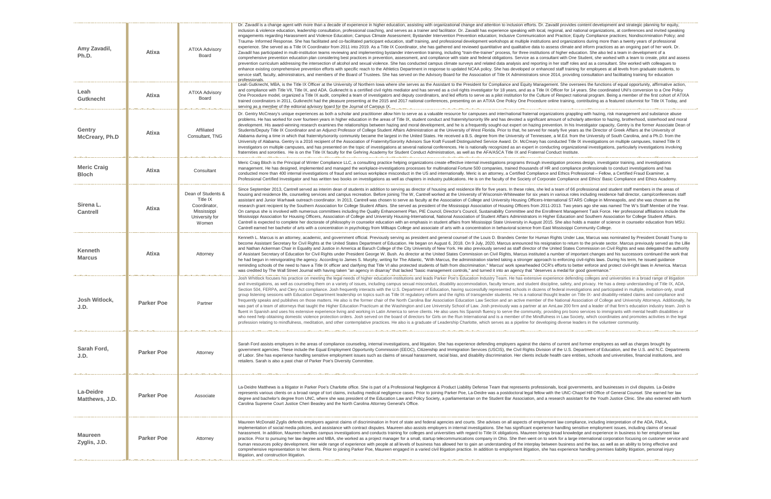| | | | |
|---|---|---|---|
| **Amy Zavadil, Ph.D.** | Atixa | ATIXA Advisory Board | Dr. Zavadil is a change agent with more than a decade of experience in higher education, assisting with organizational change and attention to inclusion efforts. Dr. Zavadil provides content development and strategic planning for equity, inclusion & violence education, leadership consultation, professional coaching, and serves as a trainer and facilitator. Dr. Zavadil has experience speaking with local, regional, and national organizations, at conferences and invited speaking engagements regarding Harassment and Violence Education; Campus Climate Assessment; Bystander Intervention Prevention education; Inclusive Communication and Practice; Equity Compliance practices; Nondiscrimination Policy; and Trauma- Informed Response. She has facilitated and co-facilitated participant education, staff training, and professional development workshops at multiple institutions and organizations during more than a twenty years of professional experience. She served as a Title IX Coordinator from 2011 into 2019. As a Title IX Coordinator, she has gathered and reviewed quantitative and qualitative data to assess climate and inform practices as an ongoing part of her work. Dr. Zavadil has participated in multi-institution teams reviewing and implementing bystander intervention training, including "train-the-trainer" process, for three institutions of higher education. She also led a team in development of a comprehensive prevention education plan considering best practices in prevention, assessment, and compliance with state and federal obligations. Service as a consultant with One Student, she worked with a team to create, pilot and assess prevention curriculum addressing the intersection of alcohol and sexual violence. She has conducted campus climate surveys and related data analysis and reporting in her staff roles and as a consultant. She worked with colleagues to enhance existing comprehensive prevention efforts with specific reach to the Athletics Department in response to updated NCAA policy. She has developed or enhanced staff training for employees at all levels from graduate students, to service staff, faculty, administrators, and members of the Board of Trustees. She has served on the Advisory Board for the Association of Title IX Administrators since 2014, providing consultation and facilitating training for education professionals. |
| **Leah Gutknecht** | Atixa | ATIXA Advisory Board | Leah Gutknecht, MBA, is the Title IX Officer at the University of Northern Iowa where she serves as the Assistant to the President for Compliance and Equity Management. She oversees the functions of equal opportunity, affirmative action, and compliance with Title VII, Title IX, and ADA. Gutknecht is a certified civil rights mediator and has served as a civil rights investigator for 18 years, and as a Title IX Officer for 14 years. She coordinated UNI's conversion to a One Policy One Procedure model, organized a Title IX audit, compiled a team of investigators and deputy coordinators, and led efforts to serve as a pilot institution for the Culture of Respect national program. Being a member of the first cohort of ATIXA trained coordinators in 2011, Gutknecht had the pleasure presenting at the 2015 and 2017 national conferences, presenting on an ATIXA One Policy One Procedure online training, contributing as a featured columnist for Title IX Today, and serving as a member of the editorial advisory board for the Journal of Campus IX. |
| **Gentry McCreary, Ph.D** | Atixa | Affiliated Consultant, TNG | Dr. Gentry McCreary's unique experiences as both a scholar and practitioner allow him to serve as a valuable resource for campuses and inter/national fraternal organizations grappling with hazing, risk management and substance abuse problems. He has worked for over fourteen years in higher education in the areas of Title IX, student conduct and fraternity/sorority life and has devoted a significant amount of scholarly attention to hazing, brotherhood, sisterhood and moral development. His award-winning research examines the relationships between hazing and moral development, and he is a frequently sought-out expert on hazing prevention. In his Investigator capacity, Gentry is the former Associate Dean of Students/Deputy Title IX Coordinator and an Adjunct Professor of College Student Affairs Administration at the University of West Florida. Prior to that, he served for nearly five years as the Director of Greek Affairs at the University of Alabama during a time in which that fraternity/sorority community became the largest in the United States. He received a B.S. degree from the University of Tennessee, a M.Ed. from the University of South Carolina, and a Ph.D. from the University of Alabama. Gentry is a 2016 recipient of the Association of Fraternity/Sorority Advisors Sue Kraft Fussell Distinguished Service Award. Dr. McCreary has conducted Title IX investigations on multiple campuses, trained Title IX investigators on multiple campuses, and has presented on the topic of investigations at several national conferences. He is nationally recognized as an expert in conducting organizational investigations, particularly investigations involving fraternities and sororities. He is on the Title IX faculty for the Gehring Academy for Student Conduct Administration, as well as the AFA/ASCA Title IX and Fraternal Conduct Institute. |
| **Meric Craig Bloch** | Atixa | Consultant | Meric Craig Bloch is the Principal of Winter Compliance LLC, a consulting practice helping organizations create effective internal investigations programs through investigation process design, investigator training, and investigations management. He has designed, implemented and managed the workplace-investigations processes for multinational Fortune 500 companies, trained thousands of HR and compliance professionals to conduct investigations and has conducted more than 400 internal investigations of fraud and serious workplace misconduct in the US and internationally. Meric is an attorney, a Certified Compliance and Ethics Professional – Fellow, a Certified Fraud Examiner, a Professional Certified Investigator and has written two books on investigations as well as chapters in industry publications. He is on the faculty of the Society of Corporate Compliance and Ethics' Basic Compliance and Ethics Academy. |
| **Sirena L. Cantrell** | Atixa | Dean of Students & Title IX Coordinator, Mississippi University for Women | Since September 2013, Cantrell served as interim dean of students in addition to serving as director of housing and residence life for five years. In these roles, she led a team of 66 professional and student staff members in the areas of housing and residence life, counseling services and campus recreation. Before joining The W, Cantrell worked at the University of Wisconsin-Whitewater for six years in various roles including residence hall director, camp/conferences staff assistant and Junior Warhawk outreach coordinator. In 2013, Cantrell was chosen to serve as faculty at the Association of College and University Housing Officers-International STARS College in Minneapolis, and she was chosen as the research grant recipient by the Southern Association for College Student Affairs. She served as president of the Mississippi Association of Housing Officers from 2011-2013. Two years ago she was named The W's Staff Member of the Year. On campus she is involved with numerous committees including the Quality Enhancement Plan, PIE Council, Director's Council, Sustainability Committee and the Enrollment Management Task Force. Her professional affiliations include the Mississippi Association for Housing Officers, Association of College and University Housing-International, National Association of Student Affairs Administrators in Higher Education and Southern Association for College Student Affairs. Cantrell is expected to complete her doctorate of philosophy in counselor education with an emphasis in student affairs from Mississippi State University in August 2015. She also holds a master of science in counselor education from MSU. Cantrell earned her bachelor of arts with a concentration in psychology from Millsaps College and associate of arts with a concentration in behavioral science from East Mississippi Community College. |
| **Kenneth Marcus** | Atixa | Attorney | Kenneth L. Marcus is an attorney, academic, and government official. Previously serving as president and general counsel of the Louis D. Brandeis Center for Human Rights Under Law, Marcus was nominated by President Donald Trump to become Assistant Secretary for Civil Rights at the United States Department of Education. He began on August 6, 2018. On 9 July, 2020, Marcus announced his resignation to return to the private sector. Marcus previously served as the Lillie and Nathan Ackerman Chair in Equality and Justice in America at Baruch College of the City University of New York. He also previously served as staff director of the United States Commission on Civil Rights and was delegated the authority of Assistant Secretary of Education for Civil Rights under President George W. Bush. As director at the United States Commission on Civil Rights, Marcus instituted a number of important changes and his successors continued the work that he had begun in reinvigorating the agency. According to James S. Murphy, writing for The Atlantic, "With Marcus, the administration started taking a stronger approach to enforcing civil-rights laws. During his term, he issued guidance reminding schools of the need to have a Title IX officer and clarifying that Title VI also protected students of faith from discrimination." Marcus' work spearheaded OCR's efforts to better enforce and protect civil-right laws in America. Marcus was credited by The Wall Street Journal with having taken "an agency in disarray" that lacked "basic management controls," and turned it into an agency that "deserves a medal for good governance." |
| **Josh Witlock, J.D.** | Parker Poe | Partner | Josh Whitlock focuses his practice on meeting the legal needs of higher education institutions and leads Parker Poe's Education Industry Team. He has extensive experience defending colleges and universities in a broad range of litigation and investigations, as well as counseling them on a variety of issues, including campus sexual misconduct, disability accommodation, faculty tenure, and student discipline, safety, and privacy. He has a deep understanding of Title IX, ADA, Section 504, FERPA, and Clery Act compliance. Josh frequently interacts with the U.S. Department of Education, having successfully represented schools in dozens of federal investigations and participated in multiple, invitation-only, small group listening sessions with Education Department leadership on topics such as Title IX regulatory reform and the rights of transgender students. He is a national thought leader on Title IX- and disability-related claims and compliance and frequently speaks and publishes on those matters. He also is the former chair of the North Carolina Bar Association Education Law Section and an active member of the National Association of College and University Attorneys. Additionally, he was part of a team of attorneys that taught the Higher Education Practicum at the Washington and Lee University School of Law. Josh previously was a partner at an AmLaw 200 firm and a leader of that firm's education industry team. Josh is fluent in Spanish and uses his extensive experience living and working in Latin America to serve clients. He also uses his Spanish fluency to serve the community, providing pro bono services to immigrants with mental health disabilities or who need help obtaining domestic violence protection orders. Josh served on the board of directors for Girls on the Run International and is a member of the Mindfulness in Law Society, which coordinates and promotes activities in the legal profession relating to mindfulness, meditation, and other contemplative practices. He also is a graduate of Leadership Charlotte, which serves as a pipeline for developing diverse leaders in the volunteer community. |
| **Sarah Ford, J.D.** | Parker Poe | Attorney | Sarah Ford assists employers in the areas of compliance counseling, internal investigations, and litigation. She has experience defending employers against the claims of current and former employees as well as charges brought by government agencies. These include the Equal Employment Opportunity Commission (EEOC), Citizenship and Immigration Services (USCIS), the Civil Rights Division of the U.S. Department of Education, and the U.S. and N.C. Departments of Labor. She has experience handling sensitive employment issues such as claims of sexual harassment, racial bias, and disability discrimination. Her clients include health care entities, schools and universities, financial institutions, and retailers. Sarah is also a past chair of Parker Poe's Diversity Committee. |
| **La-Deidre Matthews, J.D.** | Parker Poe | Associate | La-Deidre Matthews is a litigator in Parker Poe's Charlotte office. She is part of a Professional Negligence & Product Liability Defense Team that represents professionals, local governments, and businesses in civil disputes. La-Deidre represents various clients on a broad range of tort claims, including medical negligence cases. Prior to joining Parker Poe, La-Deidre was a postdoctoral legal fellow with the UNC-Chapel Hill Office of General Counsel. She earned her law degree and bachelor's degree from UNC, where she was president of the Education Law and Policy Society, a parliamentarian on the Student Bar Association, and a research assistant for the Youth Justice Clinic. She also externed with North Carolina Supreme Court Justice Cheri Beasley and the North Carolina Attorney General's Office. |
| **Maureen Zyglis, J.D.** | Parker Poe | Attorney | Maureen McDonald Zyglis defends employers against claims of discrimination in front of state and federal agencies and courts. She advises on all aspects of employment law compliance, including interpretation of the ADA, FMLA, implementation of social media policies, and assistance with contract disputes. Maureen also assists employers in internal investigations. She has significant experience handling sensitive employment issues, including claims of sexual harassment. In addition, Maureen handles campus investigations and conducts training for colleges and universities with regard to Title IX obligations. Maureen brings broad knowledge and experience in business to her employment law practice. Prior to pursuing her law degree and MBA, she worked as a project manager for a small, startup telecommunications company in Ohio. She then went on to work for a large international corporation focusing on customer service and human resources policy development. Her wide range of experience with people at all levels of business has allowed her to gain an understanding of the interplay between business and the law, as well as an ability to bring effective and comprehensive representation to her clients. Prior to joining Parker Poe, Maureen engaged in a varied civil litigation practice. In addition to employment litigation, she has experience handling premises liability litigation, personal injury litigation, and construction litigation. |